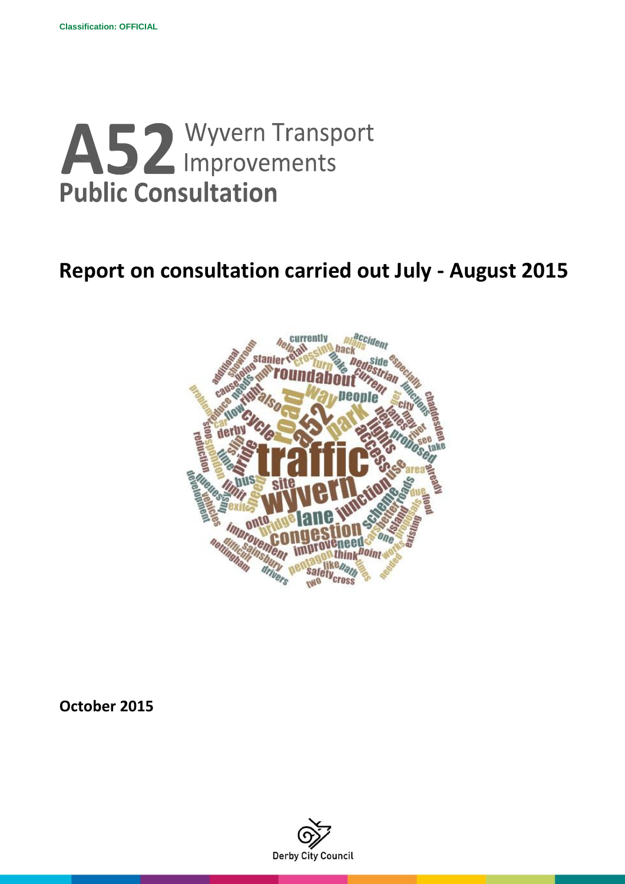Classification: OFFICIAL

# A52 Wyvern Transport Improvements Public Consultation

## Report on consultation carried out July - August 2015

**October 2015**

Derby City Council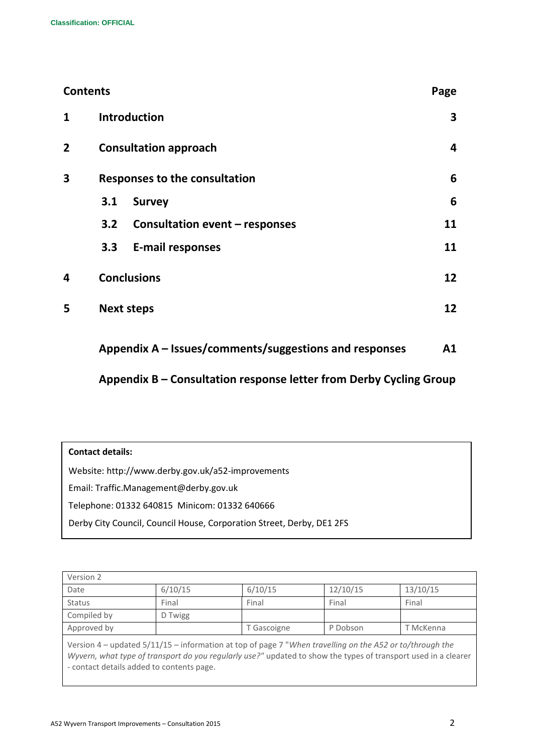Classification: OFFICIAL

| Contents | | Page |
|---|---|---|
| **1** | **Introduction** | **3** |
| **2** | **Consultation approach** | **4** |
| **3** | **Responses to the consultation** | **6** |
| | **3.1 Survey** | **6** |
| | **3.2 Consultation event – responses** | **11** |
| | **3.3 E-mail responses** | **11** |
| **4** | **Conclusions** | **12** |
| **5** | **Next steps** | **12** |
| | **Appendix A – Issues/comments/suggestions and responses** | **A1** |
| | **Appendix B – Consultation response letter from Derby Cycling Group** | |

**Contact details:**

Website: http://www.derby.gov.uk/a52-improvements

Email: Traffic.Management@derby.gov.uk

Telephone: 01332 640815 Minicom: 01332 640666

Derby City Council, Council House, Corporation Street, Derby, DE1 2FS

| Version 2 | | | | |
|---|---|---|---|---|
| Date | 6/10/15 | 6/10/15 | 12/10/15 | 13/10/15 |
| Status | Final | Final | Final | Final |
| Compiled by | D Twigg | | | |
| Approved by | | T Gascoigne | P Dobson | T McKenna |

Version 4 – updated 5/11/15 – information at top of page 7 "*When travelling on the A52 or to/through the Wyvern, what type of transport do you regularly use?*" updated to show the types of transport used in a clearer - contact details added to contents page.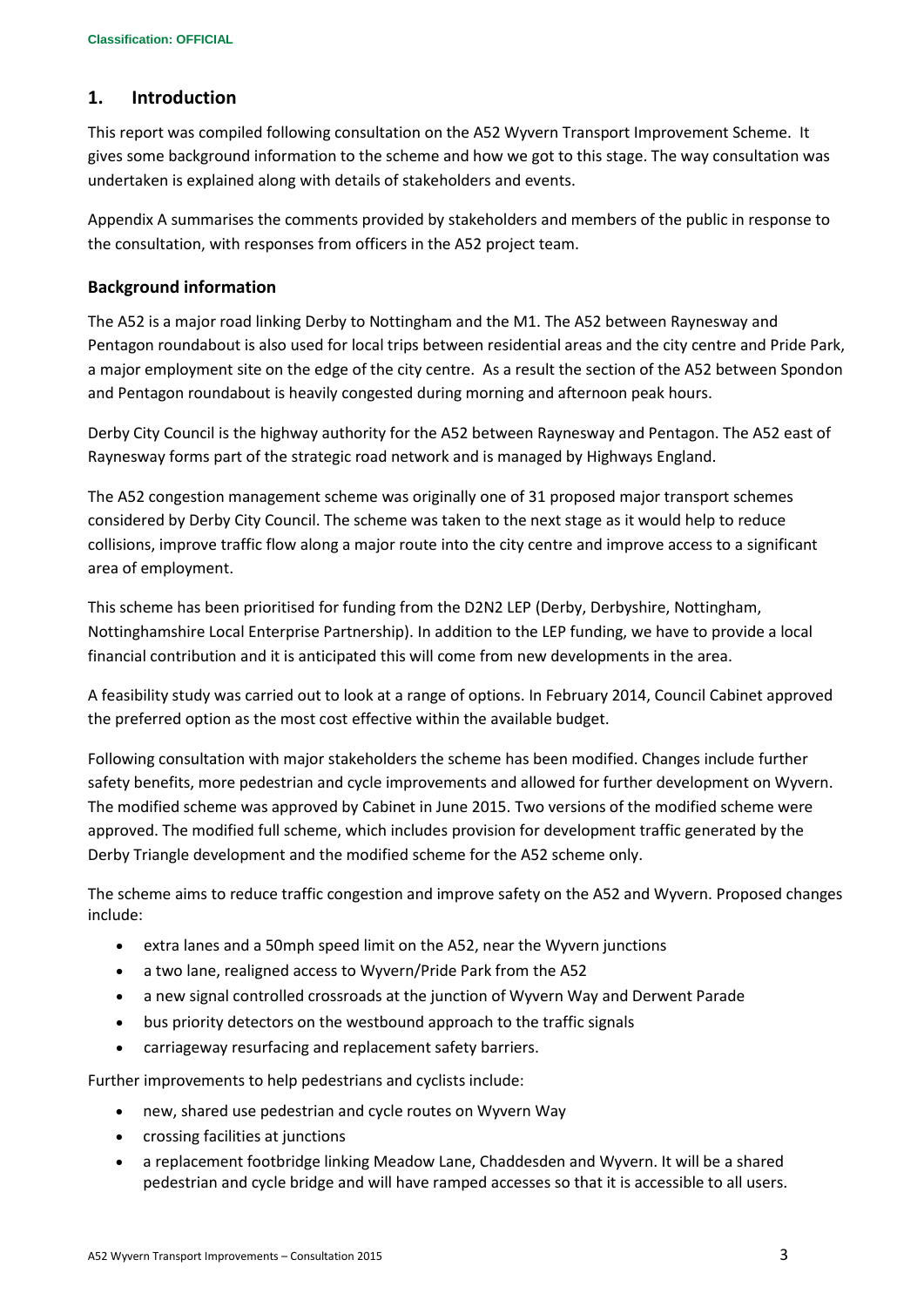## 1. Introduction

This report was compiled following consultation on the A52 Wyvern Transport Improvement Scheme. It gives some background information to the scheme and how we got to this stage. The way consultation was undertaken is explained along with details of stakeholders and events.

Appendix A summarises the comments provided by stakeholders and members of the public in response to the consultation, with responses from officers in the A52 project team.

### Background information

The A52 is a major road linking Derby to Nottingham and the M1. The A52 between Raynesway and Pentagon roundabout is also used for local trips between residential areas and the city centre and Pride Park, a major employment site on the edge of the city centre. As a result the section of the A52 between Spondon and Pentagon roundabout is heavily congested during morning and afternoon peak hours.

Derby City Council is the highway authority for the A52 between Raynesway and Pentagon. The A52 east of Raynesway forms part of the strategic road network and is managed by Highways England.

The A52 congestion management scheme was originally one of 31 proposed major transport schemes considered by Derby City Council. The scheme was taken to the next stage as it would help to reduce collisions, improve traffic flow along a major route into the city centre and improve access to a significant area of employment.

This scheme has been prioritised for funding from the D2N2 LEP (Derby, Derbyshire, Nottingham, Nottinghamshire Local Enterprise Partnership). In addition to the LEP funding, we have to provide a local financial contribution and it is anticipated this will come from new developments in the area.

A feasibility study was carried out to look at a range of options. In February 2014, Council Cabinet approved the preferred option as the most cost effective within the available budget.

Following consultation with major stakeholders the scheme has been modified. Changes include further safety benefits, more pedestrian and cycle improvements and allowed for further development on Wyvern. The modified scheme was approved by Cabinet in June 2015. Two versions of the modified scheme were approved. The modified full scheme, which includes provision for development traffic generated by the Derby Triangle development and the modified scheme for the A52 scheme only.

The scheme aims to reduce traffic congestion and improve safety on the A52 and Wyvern. Proposed changes include:

- extra lanes and a 50mph speed limit on the A52, near the Wyvern junctions
- a two lane, realigned access to Wyvern/Pride Park from the A52
- a new signal controlled crossroads at the junction of Wyvern Way and Derwent Parade
- bus priority detectors on the westbound approach to the traffic signals
- carriageway resurfacing and replacement safety barriers.

Further improvements to help pedestrians and cyclists include:

- new, shared use pedestrian and cycle routes on Wyvern Way
- crossing facilities at junctions
- a replacement footbridge linking Meadow Lane, Chaddesden and Wyvern. It will be a shared pedestrian and cycle bridge and will have ramped accesses so that it is accessible to all users.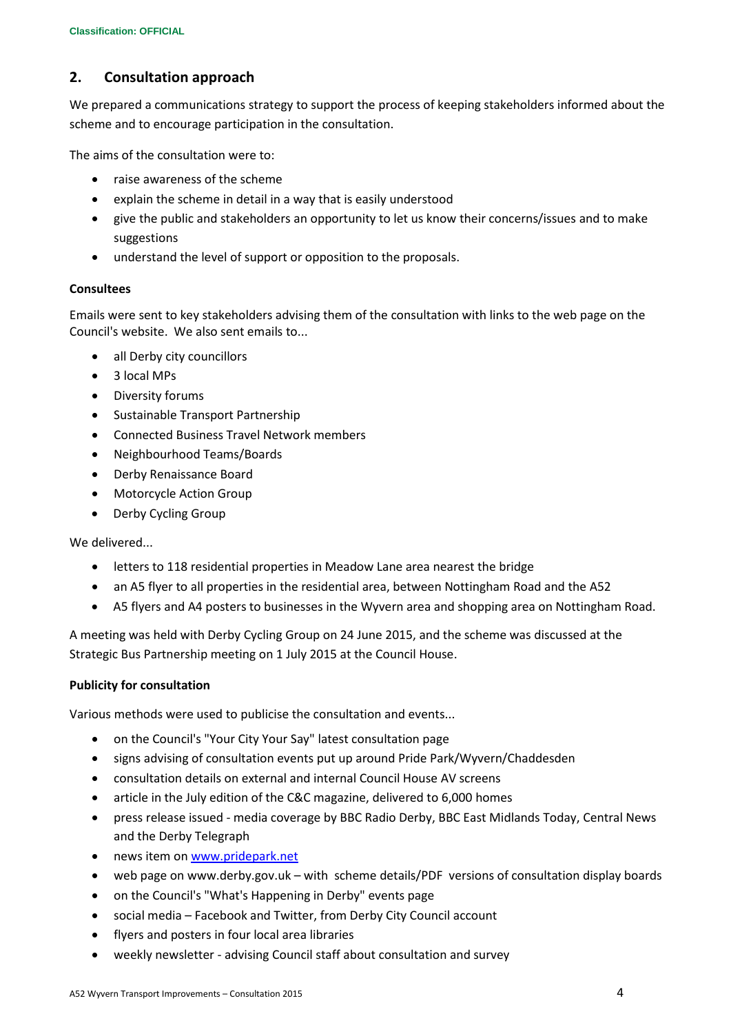## 2. Consultation approach

We prepared a communications strategy to support the process of keeping stakeholders informed about the scheme and to encourage participation in the consultation.

The aims of the consultation were to:

- raise awareness of the scheme
- explain the scheme in detail in a way that is easily understood
- give the public and stakeholders an opportunity to let us know their concerns/issues and to make suggestions
- understand the level of support or opposition to the proposals.

**Consultees**

Emails were sent to key stakeholders advising them of the consultation with links to the web page on the Council's website. We also sent emails to...

- all Derby city councillors
- 3 local MPs
- Diversity forums
- Sustainable Transport Partnership
- Connected Business Travel Network members
- Neighbourhood Teams/Boards
- Derby Renaissance Board
- Motorcycle Action Group
- Derby Cycling Group

We delivered...

- letters to 118 residential properties in Meadow Lane area nearest the bridge
- an A5 flyer to all properties in the residential area, between Nottingham Road and the A52
- A5 flyers and A4 posters to businesses in the Wyvern area and shopping area on Nottingham Road.

A meeting was held with Derby Cycling Group on 24 June 2015, and the scheme was discussed at the Strategic Bus Partnership meeting on 1 July 2015 at the Council House.

**Publicity for consultation**

Various methods were used to publicise the consultation and events...

- on the Council's "Your City Your Say" latest consultation page
- signs advising of consultation events put up around Pride Park/Wyvern/Chaddesden
- consultation details on external and internal Council House AV screens
- article in the July edition of the C&C magazine, delivered to 6,000 homes
- press release issued - media coverage by BBC Radio Derby, BBC East Midlands Today, Central News and the Derby Telegraph
- news item on www.pridepark.net
- web page on www.derby.gov.uk – with scheme details/PDF versions of consultation display boards
- on the Council's "What's Happening in Derby" events page
- social media – Facebook and Twitter, from Derby City Council account
- flyers and posters in four local area libraries
- weekly newsletter - advising Council staff about consultation and survey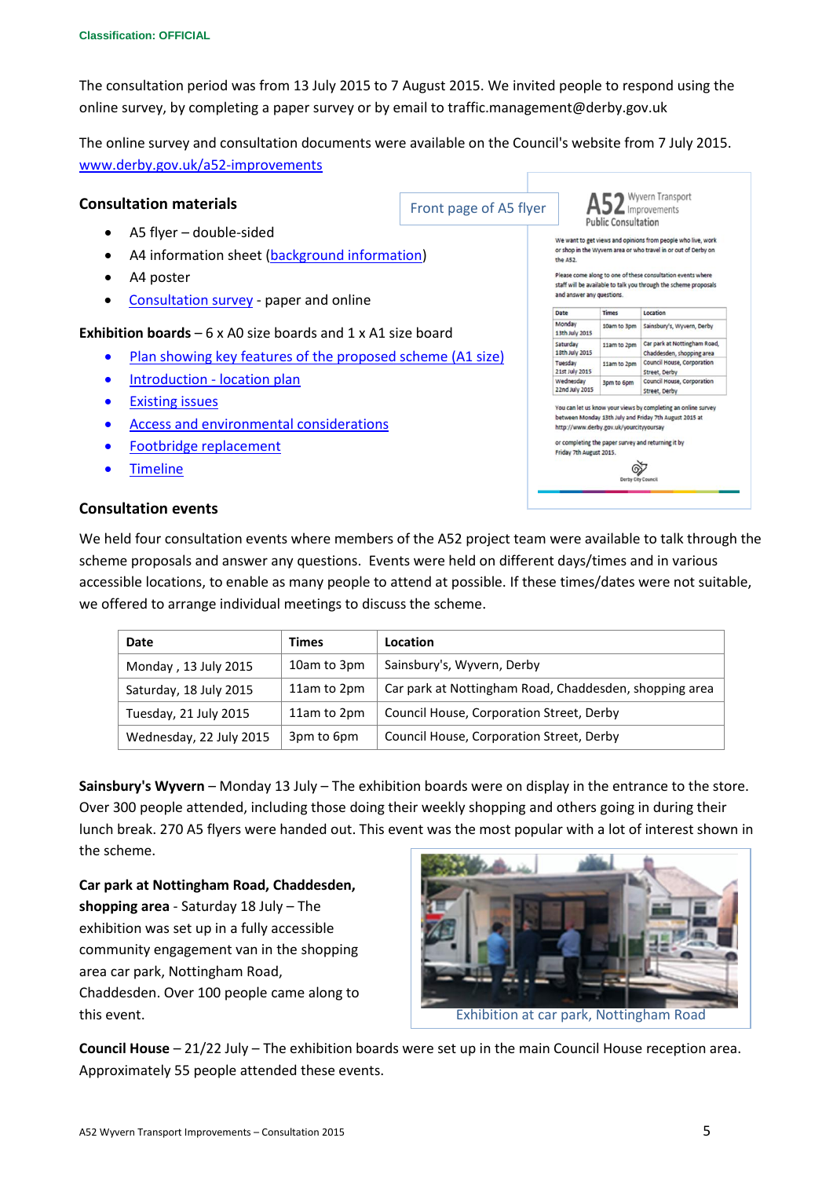The consultation period was from 13 July 2015 to 7 August 2015. We invited people to respond using the online survey, by completing a paper survey or by email to traffic.management@derby.gov.uk

The online survey and consultation documents were available on the Council's website from 7 July 2015. www.derby.gov.uk/a52-improvements

### Consultation materials

- A5 flyer – double-sided
- A4 information sheet (background information)
- A4 poster
- Consultation survey - paper and online

**Exhibition boards** – 6 x A0 size boards and 1 x A1 size board

- Plan showing key features of the proposed scheme (A1 size)
- Introduction - location plan
- Existing issues
- Access and environmental considerations
- Footbridge replacement
- Timeline

Front page of A5 flyer

### Consultation events

We held four consultation events where members of the A52 project team were available to talk through the scheme proposals and answer any questions. Events were held on different days/times and in various accessible locations, to enable as many people to attend at possible. If these times/dates were not suitable, we offered to arrange individual meetings to discuss the scheme.

| Date | Times | Location |
|---|---|---|
| Monday , 13 July 2015 | 10am to 3pm | Sainsbury's, Wyvern, Derby |
| Saturday, 18 July 2015 | 11am to 2pm | Car park at Nottingham Road, Chaddesden, shopping area |
| Tuesday, 21 July 2015 | 11am to 2pm | Council House, Corporation Street, Derby |
| Wednesday, 22 July 2015 | 3pm to 6pm | Council House, Corporation Street, Derby |

**Sainsbury's Wyvern** – Monday 13 July – The exhibition boards were on display in the entrance to the store. Over 300 people attended, including those doing their weekly shopping and others going in during their lunch break. 270 A5 flyers were handed out. This event was the most popular with a lot of interest shown in the scheme.

**Car park at Nottingham Road, Chaddesden, shopping area** - Saturday 18 July – The exhibition was set up in a fully accessible community engagement van in the shopping area car park, Nottingham Road, Chaddesden. Over 100 people came along to this event.

Exhibition at car park, Nottingham Road

**Council House** – 21/22 July – The exhibition boards were set up in the main Council House reception area. Approximately 55 people attended these events.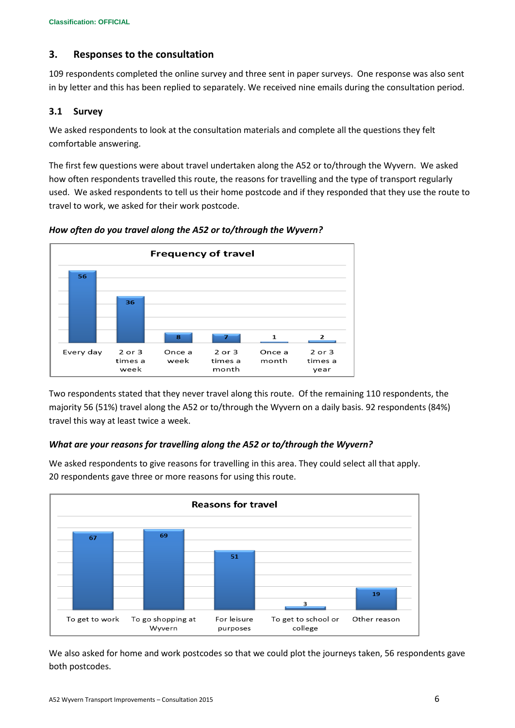## 3. Responses to the consultation

109 respondents completed the online survey and three sent in paper surveys. One response was also sent in by letter and this has been replied to separately. We received nine emails during the consultation period.

### 3.1 Survey

We asked respondents to look at the consultation materials and complete all the questions they felt comfortable answering.

The first few questions were about travel undertaken along the A52 or to/through the Wyvern. We asked how often respondents travelled this route, the reasons for travelling and the type of transport regularly used. We asked respondents to tell us their home postcode and if they responded that they use the route to travel to work, we asked for their work postcode.

***How often do you travel along the A52 or to/through the Wyvern?***

**Frequency of travel**

| Every day | 2 or 3 times a week | Once a week | 2 or 3 times a month | Once a month | 2 or 3 times a year |
|---|---|---|---|---|---|
| 56 | 36 | 8 | 7 | 1 | 2 |

Two respondents stated that they never travel along this route. Of the remaining 110 respondents, the majority 56 (51%) travel along the A52 or to/through the Wyvern on a daily basis. 92 respondents (84%) travel this way at least twice a week.

***What are your reasons for travelling along the A52 or to/through the Wyvern?***

We asked respondents to give reasons for travelling in this area. They could select all that apply. 20 respondents gave three or more reasons for using this route.

**Reasons for travel**

| To get to work | To go shopping at Wyvern | For leisure purposes | To get to school or college | Other reason |
|---|---|---|---|---|
| 67 | 69 | 51 | 3 | 19 |

We also asked for home and work postcodes so that we could plot the journeys taken, 56 respondents gave both postcodes.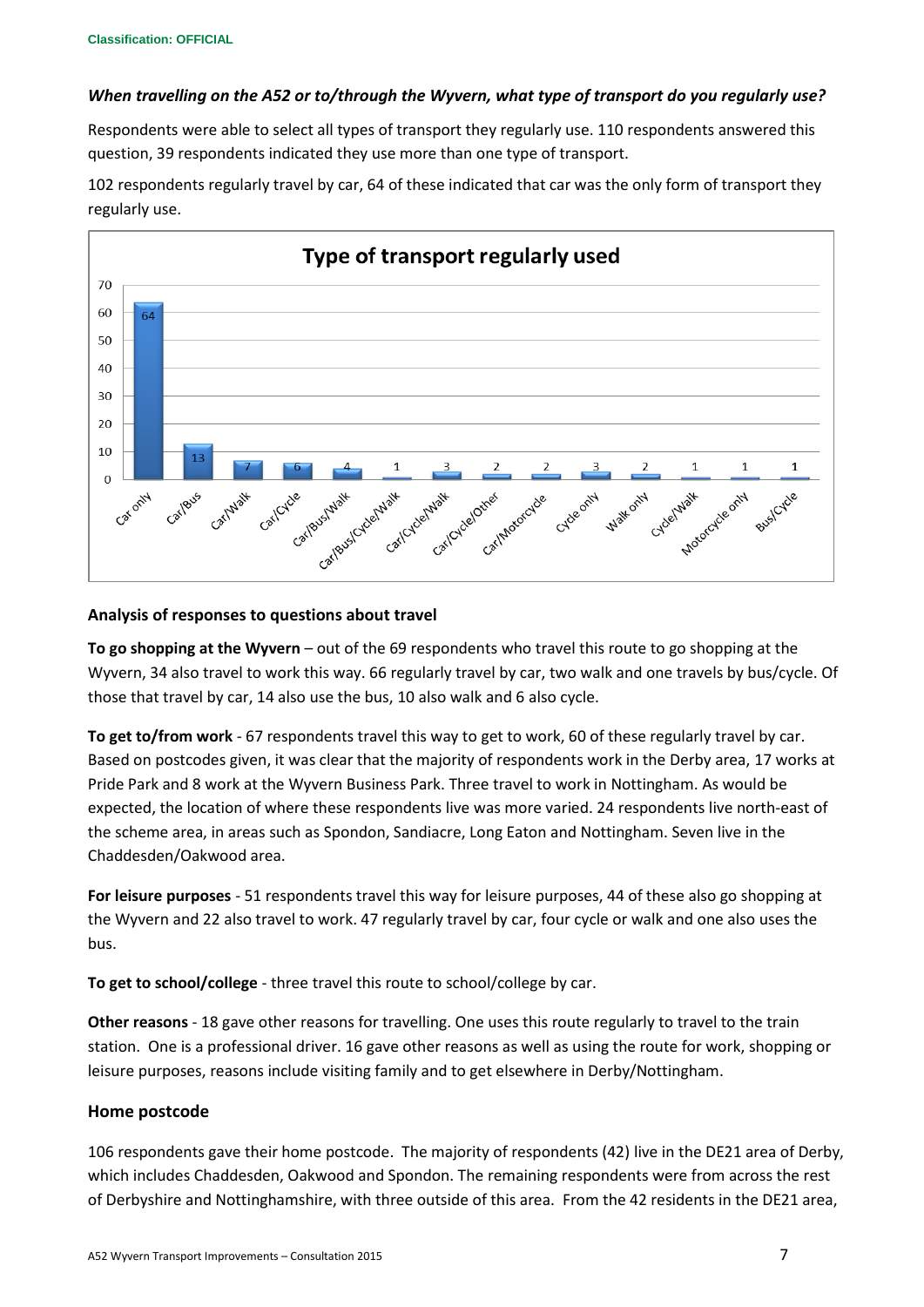***When travelling on the A52 or to/through the Wyvern, what type of transport do you regularly use?***

Respondents were able to select all types of transport they regularly use. 110 respondents answered this question, 39 respondents indicated they use more than one type of transport.

102 respondents regularly travel by car, 64 of these indicated that car was the only form of transport they regularly use.

**Type of transport regularly used**

| Type of transport | Respondents |
|---|---|
| Car only | 64 |
| Car/Bus | 13 |
| Car/Walk | 7 |
| Car/Cycle | 6 |
| Car/Bus/Walk | 4 |
| Car/Bus/Cycle/Walk | 1 |
| Car/Cycle/Walk | 3 |
| Car/Cycle/Other | 2 |
| Car/Motorcycle | 2 |
| Cycle only | 3 |
| Walk only | 2 |
| Cycle/Walk | 1 |
| Motorcycle only | 1 |
| Bus/Cycle | 1 |

### Analysis of responses to questions about travel

**To go shopping at the Wyvern** – out of the 69 respondents who travel this route to go shopping at the Wyvern, 34 also travel to work this way. 66 regularly travel by car, two walk and one travels by bus/cycle. Of those that travel by car, 14 also use the bus, 10 also walk and 6 also cycle.

**To get to/from work** - 67 respondents travel this way to get to work, 60 of these regularly travel by car. Based on postcodes given, it was clear that the majority of respondents work in the Derby area, 17 works at Pride Park and 8 work at the Wyvern Business Park. Three travel to work in Nottingham. As would be expected, the location of where these respondents live was more varied. 24 respondents live north-east of the scheme area, in areas such as Spondon, Sandiacre, Long Eaton and Nottingham. Seven live in the Chaddesden/Oakwood area.

**For leisure purposes** - 51 respondents travel this way for leisure purposes, 44 of these also go shopping at the Wyvern and 22 also travel to work. 47 regularly travel by car, four cycle or walk and one also uses the bus.

**To get to school/college** - three travel this route to school/college by car.

**Other reasons** - 18 gave other reasons for travelling. One uses this route regularly to travel to the train station. One is a professional driver. 16 gave other reasons as well as using the route for work, shopping or leisure purposes, reasons include visiting family and to get elsewhere in Derby/Nottingham.

### Home postcode

106 respondents gave their home postcode. The majority of respondents (42) live in the DE21 area of Derby, which includes Chaddesden, Oakwood and Spondon. The remaining respondents were from across the rest of Derbyshire and Nottinghamshire, with three outside of this area. From the 42 residents in the DE21 area,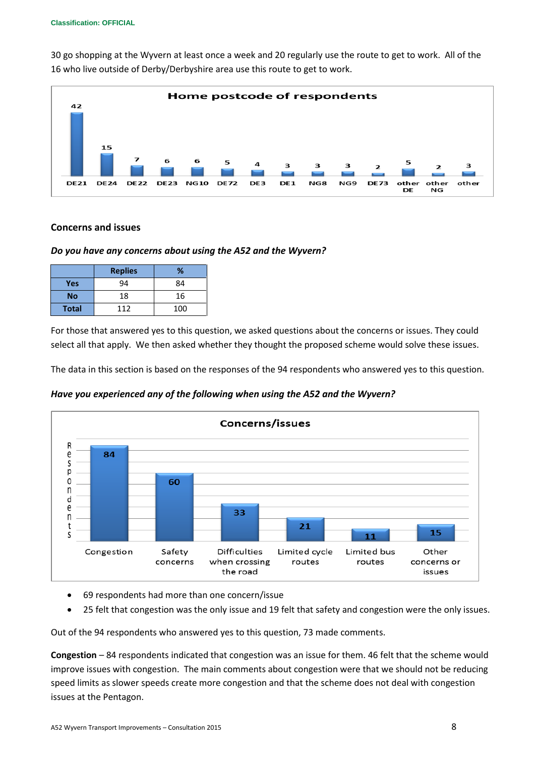30 go shopping at the Wyvern at least once a week and 20 regularly use the route to get to work. All of the 16 who live outside of Derby/Derbyshire area use this route to get to work.

**Home postcode of respondents**

| Postcode | Respondents |
|---|---|
| DE21 | 42 |
| DE24 | 15 |
| DE22 | 7 |
| DE23 | 6 |
| NG10 | 6 |
| DE72 | 5 |
| DE3 | 4 |
| DE1 | 3 |
| NG8 | 3 |
| NG9 | 3 |
| DE73 | 2 |
| other DE | 5 |
| other NG | 2 |
| other | 3 |

### Concerns and issues

***Do you have any concerns about using the A52 and the Wyvern?***

| | Replies | % |
|---|---|---|
| **Yes** | 94 | 84 |
| **No** | 18 | 16 |
| **Total** | 112 | 100 |

For those that answered yes to this question, we asked questions about the concerns or issues. They could select all that apply. We then asked whether they thought the proposed scheme would solve these issues.

The data in this section is based on the responses of the 94 respondents who answered yes to this question.

***Have you experienced any of the following when using the A52 and the Wyvern?***

**Concerns/issues**

| Concern/issue | Respondents |
|---|---|
| Congestion | 84 |
| Safety concerns | 60 |
| Difficulties when crossing the road | 33 |
| Limited cycle routes | 21 |
| Limited bus routes | 11 |
| Other concerns or issues | 15 |

- 69 respondents had more than one concern/issue
- 25 felt that congestion was the only issue and 19 felt that safety and congestion were the only issues.

Out of the 94 respondents who answered yes to this question, 73 made comments.

**Congestion** – 84 respondents indicated that congestion was an issue for them. 46 felt that the scheme would improve issues with congestion. The main comments about congestion were that we should not be reducing speed limits as slower speeds create more congestion and that the scheme does not deal with congestion issues at the Pentagon.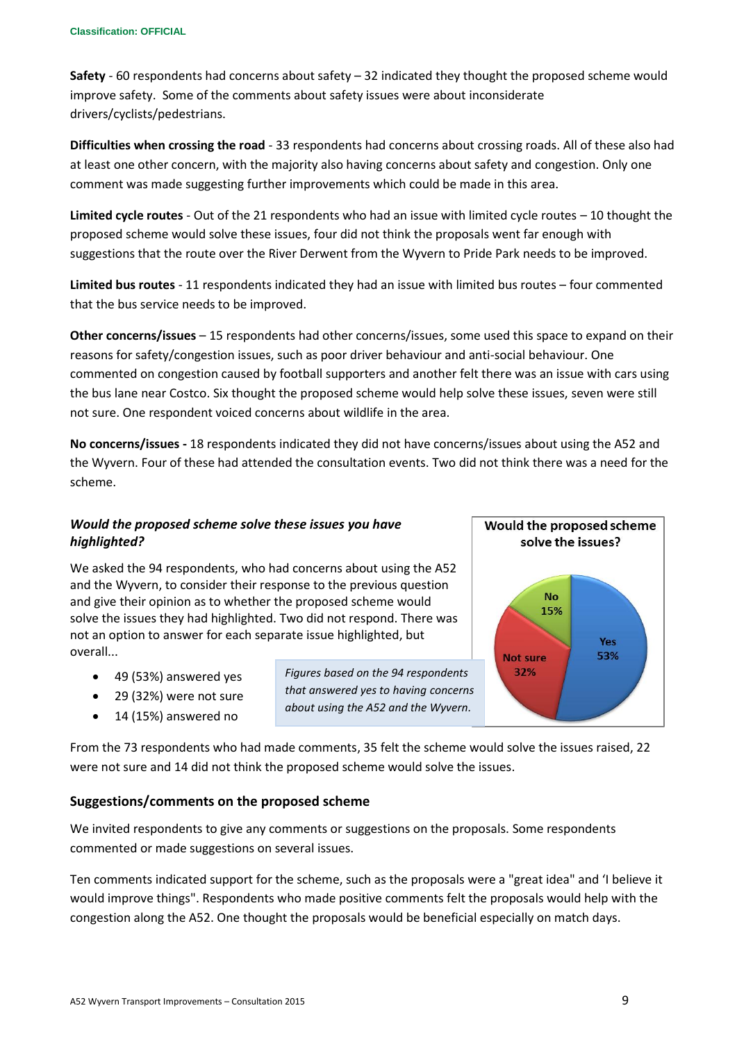**Safety** - 60 respondents had concerns about safety – 32 indicated they thought the proposed scheme would improve safety. Some of the comments about safety issues were about inconsiderate drivers/cyclists/pedestrians.

**Difficulties when crossing the road** - 33 respondents had concerns about crossing roads. All of these also had at least one other concern, with the majority also having concerns about safety and congestion. Only one comment was made suggesting further improvements which could be made in this area.

**Limited cycle routes** - Out of the 21 respondents who had an issue with limited cycle routes – 10 thought the proposed scheme would solve these issues, four did not think the proposals went far enough with suggestions that the route over the River Derwent from the Wyvern to Pride Park needs to be improved.

**Limited bus routes** - 11 respondents indicated they had an issue with limited bus routes – four commented that the bus service needs to be improved.

**Other concerns/issues** – 15 respondents had other concerns/issues, some used this space to expand on their reasons for safety/congestion issues, such as poor driver behaviour and anti-social behaviour. One commented on congestion caused by football supporters and another felt there was an issue with cars using the bus lane near Costco. Six thought the proposed scheme would help solve these issues, seven were still not sure. One respondent voiced concerns about wildlife in the area.

**No concerns/issues -** 18 respondents indicated they did not have concerns/issues about using the A52 and the Wyvern. Four of these had attended the consultation events. Two did not think there was a need for the scheme.

### *Would the proposed scheme solve these issues you have highlighted?*

We asked the 94 respondents, who had concerns about using the A52 and the Wyvern, to consider their response to the previous question and give their opinion as to whether the proposed scheme would solve the issues they had highlighted. Two did not respond. There was not an option to answer for each separate issue highlighted, but overall...

- 49 (53%) answered yes
- 29 (32%) were not sure
- 14 (15%) answered no

*Figures based on the 94 respondents that answered yes to having concerns about using the A52 and the Wyvern.*

**Would the proposed scheme solve the issues?**

| Response | Percentage |
|---|---|
| Yes | 53% |
| Not sure | 32% |
| No | 15% |

From the 73 respondents who had made comments, 35 felt the scheme would solve the issues raised, 22 were not sure and 14 did not think the proposed scheme would solve the issues.

### Suggestions/comments on the proposed scheme

We invited respondents to give any comments or suggestions on the proposals. Some respondents commented or made suggestions on several issues.

Ten comments indicated support for the scheme, such as the proposals were a "great idea" and 'I believe it would improve things". Respondents who made positive comments felt the proposals would help with the congestion along the A52. One thought the proposals would be beneficial especially on match days.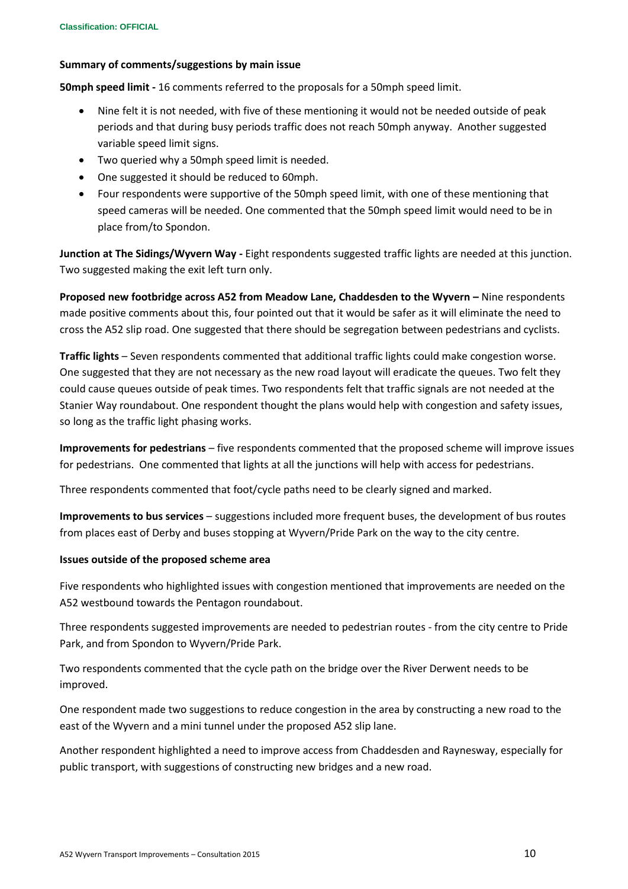**Summary of comments/suggestions by main issue**

**50mph speed limit -** 16 comments referred to the proposals for a 50mph speed limit.

- Nine felt it is not needed, with five of these mentioning it would not be needed outside of peak periods and that during busy periods traffic does not reach 50mph anyway. Another suggested variable speed limit signs.
- Two queried why a 50mph speed limit is needed.
- One suggested it should be reduced to 60mph.
- Four respondents were supportive of the 50mph speed limit, with one of these mentioning that speed cameras will be needed. One commented that the 50mph speed limit would need to be in place from/to Spondon.

**Junction at The Sidings/Wyvern Way -** Eight respondents suggested traffic lights are needed at this junction. Two suggested making the exit left turn only.

**Proposed new footbridge across A52 from Meadow Lane, Chaddesden to the Wyvern –** Nine respondents made positive comments about this, four pointed out that it would be safer as it will eliminate the need to cross the A52 slip road. One suggested that there should be segregation between pedestrians and cyclists.

**Traffic lights** – Seven respondents commented that additional traffic lights could make congestion worse. One suggested that they are not necessary as the new road layout will eradicate the queues. Two felt they could cause queues outside of peak times. Two respondents felt that traffic signals are not needed at the Stanier Way roundabout. One respondent thought the plans would help with congestion and safety issues, so long as the traffic light phasing works.

**Improvements for pedestrians** – five respondents commented that the proposed scheme will improve issues for pedestrians. One commented that lights at all the junctions will help with access for pedestrians.

Three respondents commented that foot/cycle paths need to be clearly signed and marked.

**Improvements to bus services** – suggestions included more frequent buses, the development of bus routes from places east of Derby and buses stopping at Wyvern/Pride Park on the way to the city centre.

**Issues outside of the proposed scheme area**

Five respondents who highlighted issues with congestion mentioned that improvements are needed on the A52 westbound towards the Pentagon roundabout.

Three respondents suggested improvements are needed to pedestrian routes - from the city centre to Pride Park, and from Spondon to Wyvern/Pride Park.

Two respondents commented that the cycle path on the bridge over the River Derwent needs to be improved.

One respondent made two suggestions to reduce congestion in the area by constructing a new road to the east of the Wyvern and a mini tunnel under the proposed A52 slip lane.

Another respondent highlighted a need to improve access from Chaddesden and Raynesway, especially for public transport, with suggestions of constructing new bridges and a new road.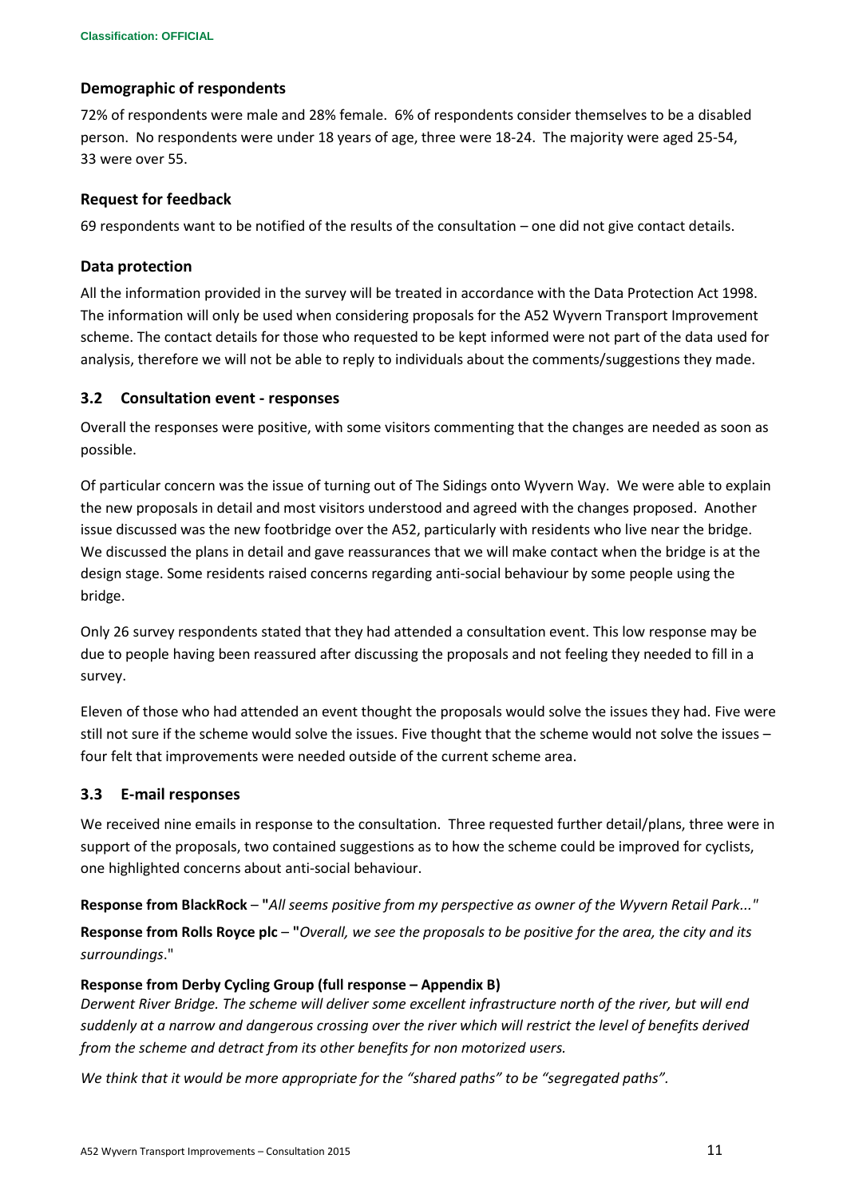### Demographic of respondents

72% of respondents were male and 28% female. 6% of respondents consider themselves to be a disabled person. No respondents were under 18 years of age, three were 18-24. The majority were aged 25-54, 33 were over 55.

### Request for feedback

69 respondents want to be notified of the results of the consultation – one did not give contact details.

### Data protection

All the information provided in the survey will be treated in accordance with the Data Protection Act 1998. The information will only be used when considering proposals for the A52 Wyvern Transport Improvement scheme. The contact details for those who requested to be kept informed were not part of the data used for analysis, therefore we will not be able to reply to individuals about the comments/suggestions they made.

## 3.2 Consultation event - responses

Overall the responses were positive, with some visitors commenting that the changes are needed as soon as possible.

Of particular concern was the issue of turning out of The Sidings onto Wyvern Way. We were able to explain the new proposals in detail and most visitors understood and agreed with the changes proposed. Another issue discussed was the new footbridge over the A52, particularly with residents who live near the bridge. We discussed the plans in detail and gave reassurances that we will make contact when the bridge is at the design stage. Some residents raised concerns regarding anti-social behaviour by some people using the bridge.

Only 26 survey respondents stated that they had attended a consultation event. This low response may be due to people having been reassured after discussing the proposals and not feeling they needed to fill in a survey.

Eleven of those who had attended an event thought the proposals would solve the issues they had. Five were still not sure if the scheme would solve the issues. Five thought that the scheme would not solve the issues – four felt that improvements were needed outside of the current scheme area.

## 3.3 E-mail responses

We received nine emails in response to the consultation. Three requested further detail/plans, three were in support of the proposals, two contained suggestions as to how the scheme could be improved for cyclists, one highlighted concerns about anti-social behaviour.

**Response from BlackRock** – "*All seems positive from my perspective as owner of the Wyvern Retail Park...*"

**Response from Rolls Royce plc** – "*Overall, we see the proposals to be positive for the area, the city and its surroundings*."

**Response from Derby Cycling Group (full response – Appendix B)**

*Derwent River Bridge. The scheme will deliver some excellent infrastructure north of the river, but will end suddenly at a narrow and dangerous crossing over the river which will restrict the level of benefits derived from the scheme and detract from its other benefits for non motorized users.*

*We think that it would be more appropriate for the "shared paths" to be "segregated paths".*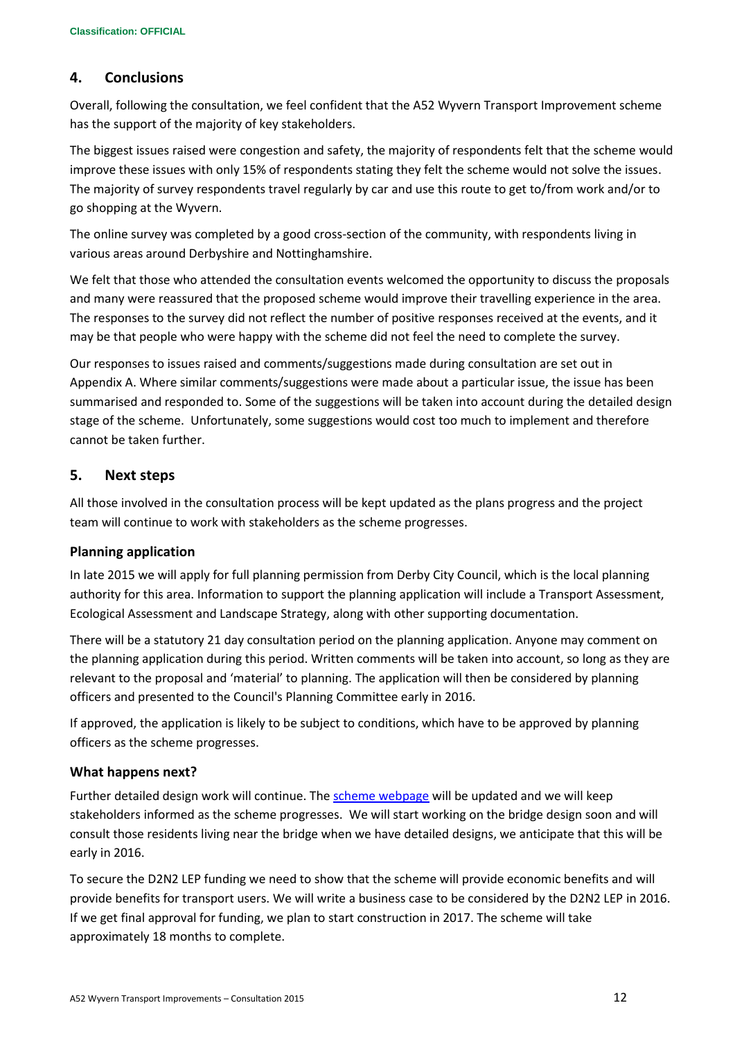## 4. Conclusions

Overall, following the consultation, we feel confident that the A52 Wyvern Transport Improvement scheme has the support of the majority of key stakeholders.

The biggest issues raised were congestion and safety, the majority of respondents felt that the scheme would improve these issues with only 15% of respondents stating they felt the scheme would not solve the issues. The majority of survey respondents travel regularly by car and use this route to get to/from work and/or to go shopping at the Wyvern.

The online survey was completed by a good cross-section of the community, with respondents living in various areas around Derbyshire and Nottinghamshire.

We felt that those who attended the consultation events welcomed the opportunity to discuss the proposals and many were reassured that the proposed scheme would improve their travelling experience in the area. The responses to the survey did not reflect the number of positive responses received at the events, and it may be that people who were happy with the scheme did not feel the need to complete the survey.

Our responses to issues raised and comments/suggestions made during consultation are set out in Appendix A. Where similar comments/suggestions were made about a particular issue, the issue has been summarised and responded to. Some of the suggestions will be taken into account during the detailed design stage of the scheme. Unfortunately, some suggestions would cost too much to implement and therefore cannot be taken further.

## 5. Next steps

All those involved in the consultation process will be kept updated as the plans progress and the project team will continue to work with stakeholders as the scheme progresses.

### Planning application

In late 2015 we will apply for full planning permission from Derby City Council, which is the local planning authority for this area. Information to support the planning application will include a Transport Assessment, Ecological Assessment and Landscape Strategy, along with other supporting documentation.

There will be a statutory 21 day consultation period on the planning application. Anyone may comment on the planning application during this period. Written comments will be taken into account, so long as they are relevant to the proposal and 'material' to planning. The application will then be considered by planning officers and presented to the Council's Planning Committee early in 2016.

If approved, the application is likely to be subject to conditions, which have to be approved by planning officers as the scheme progresses.

### What happens next?

Further detailed design work will continue. The scheme webpage will be updated and we will keep stakeholders informed as the scheme progresses. We will start working on the bridge design soon and will consult those residents living near the bridge when we have detailed designs, we anticipate that this will be early in 2016.

To secure the D2N2 LEP funding we need to show that the scheme will provide economic benefits and will provide benefits for transport users. We will write a business case to be considered by the D2N2 LEP in 2016. If we get final approval for funding, we plan to start construction in 2017. The scheme will take approximately 18 months to complete.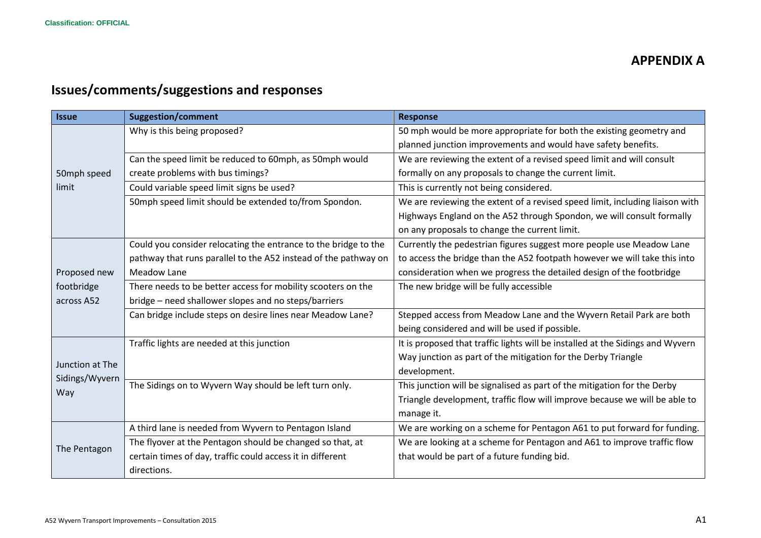Classification: OFFICIAL

# APPENDIX A

## Issues/comments/suggestions and responses

| Issue | Suggestion/comment | Response |
|---|---|---|
| 50mph speed limit | Why is this being proposed? | 50 mph would be more appropriate for both the existing geometry and planned junction improvements and would have safety benefits. |
| | Can the speed limit be reduced to 60mph, as 50mph would create problems with bus timings? | We are reviewing the extent of a revised speed limit and will consult formally on any proposals to change the current limit. |
| | Could variable speed limit signs be used? | This is currently not being considered. |
| | 50mph speed limit should be extended to/from Spondon. | We are reviewing the extent of a revised speed limit, including liaison with Highways England on the A52 through Spondon, we will consult formally on any proposals to change the current limit. |
| Proposed new footbridge across A52 | Could you consider relocating the entrance to the bridge to the pathway that runs parallel to the A52 instead of the pathway on Meadow Lane | Currently the pedestrian figures suggest more people use Meadow Lane to access the bridge than the A52 footpath however we will take this into consideration when we progress the detailed design of the footbridge |
| | There needs to be better access for mobility scooters on the bridge – need shallower slopes and no steps/barriers | The new bridge will be fully accessible |
| | Can bridge include steps on desire lines near Meadow Lane? | Stepped access from Meadow Lane and the Wyvern Retail Park are both being considered and will be used if possible. |
| Junction at The Sidings/Wyvern Way | Traffic lights are needed at this junction | It is proposed that traffic lights will be installed at the Sidings and Wyvern Way junction as part of the mitigation for the Derby Triangle development. |
| | The Sidings on to Wyvern Way should be left turn only. | This junction will be signalised as part of the mitigation for the Derby Triangle development, traffic flow will improve because we will be able to manage it. |
| The Pentagon | A third lane is needed from Wyvern to Pentagon Island | We are working on a scheme for Pentagon A61 to put forward for funding. |
| | The flyover at the Pentagon should be changed so that, at certain times of day, traffic could access it in different directions. | We are looking at a scheme for Pentagon and A61 to improve traffic flow that would be part of a future funding bid. |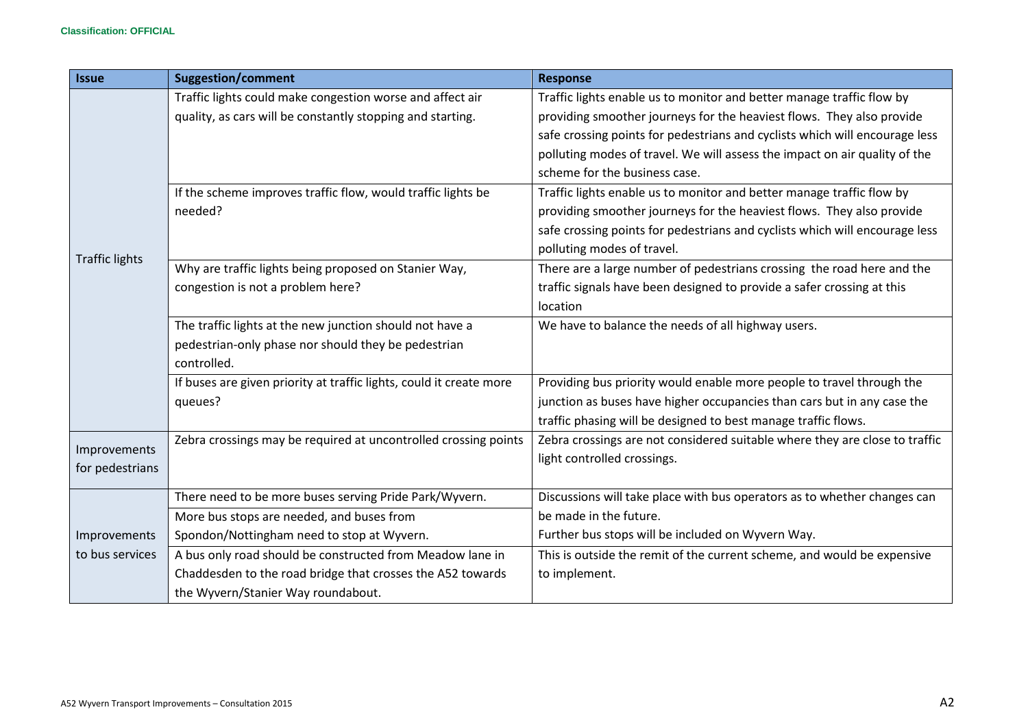| Issue | Suggestion/comment | Response |
| --- | --- | --- |
| Traffic lights | Traffic lights could make congestion worse and affect air quality, as cars will be constantly stopping and starting. | Traffic lights enable us to monitor and better manage traffic flow by providing smoother journeys for the heaviest flows. They also provide safe crossing points for pedestrians and cyclists which will encourage less polluting modes of travel. We will assess the impact on air quality of the scheme for the business case. |
| | If the scheme improves traffic flow, would traffic lights be needed? | Traffic lights enable us to monitor and better manage traffic flow by providing smoother journeys for the heaviest flows. They also provide safe crossing points for pedestrians and cyclists which will encourage less polluting modes of travel. |
| | Why are traffic lights being proposed on Stanier Way, congestion is not a problem here? | There are a large number of pedestrians crossing the road here and the traffic signals have been designed to provide a safer crossing at this location |
| | The traffic lights at the new junction should not have a pedestrian-only phase nor should they be pedestrian controlled. | We have to balance the needs of all highway users. |
| | If buses are given priority at traffic lights, could it create more queues? | Providing bus priority would enable more people to travel through the junction as buses have higher occupancies than cars but in any case the traffic phasing will be designed to best manage traffic flows. |
| Improvements for pedestrians | Zebra crossings may be required at uncontrolled crossing points | Zebra crossings are not considered suitable where they are close to traffic light controlled crossings. |
| Improvements to bus services | There need to be more buses serving Pride Park/Wyvern. | Discussions will take place with bus operators as to whether changes can be made in the future. |
| | More bus stops are needed, and buses from Spondon/Nottingham need to stop at Wyvern. | Further bus stops will be included on Wyvern Way. |
| | A bus only road should be constructed from Meadow lane in Chaddesden to the road bridge that crosses the A52 towards the Wyvern/Stanier Way roundabout. | This is outside the remit of the current scheme, and would be expensive to implement. |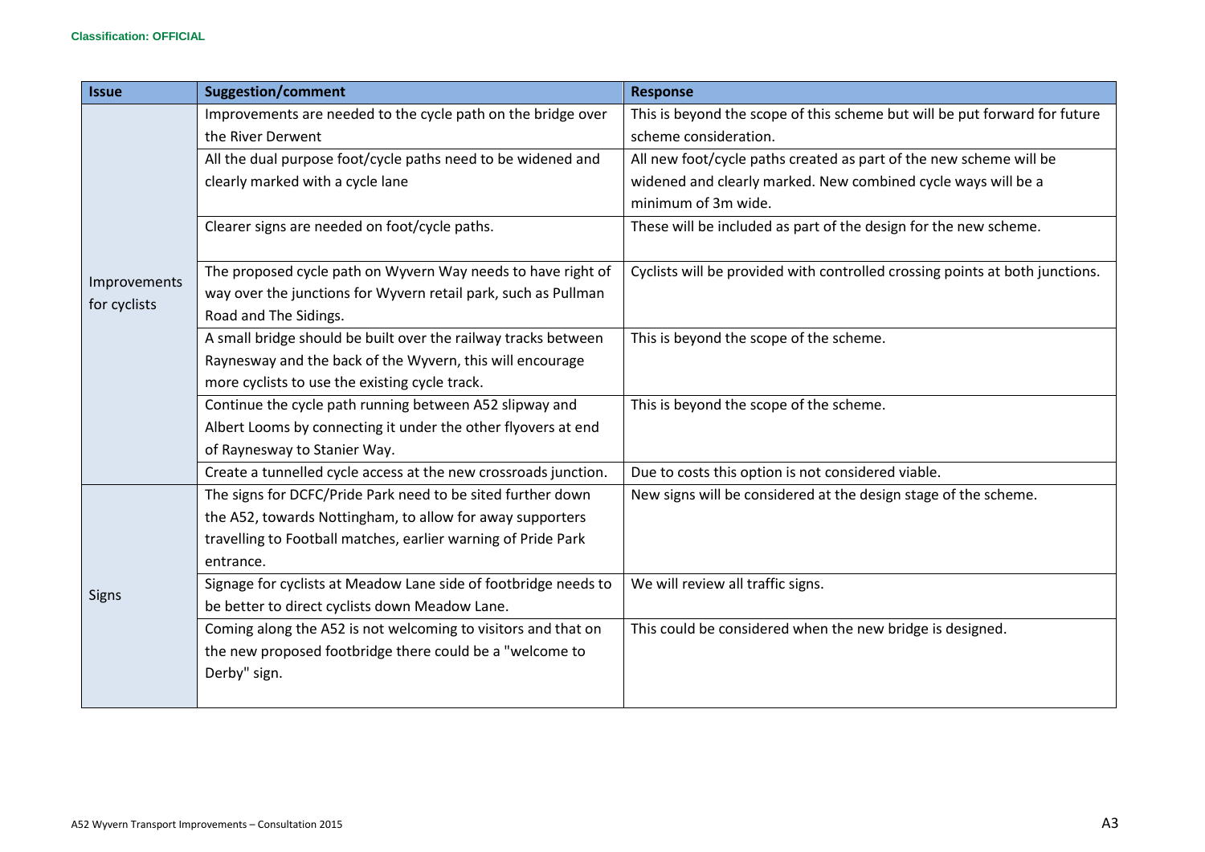| Issue | Suggestion/comment | Response |
|---|---|---|
| Improvements for cyclists | Improvements are needed to the cycle path on the bridge over the River Derwent | This is beyond the scope of this scheme but will be put forward for future scheme consideration. |
| | All the dual purpose foot/cycle paths need to be widened and clearly marked with a cycle lane | All new foot/cycle paths created as part of the new scheme will be widened and clearly marked. New combined cycle ways will be a minimum of 3m wide. |
| | Clearer signs are needed on foot/cycle paths. | These will be included as part of the design for the new scheme. |
| | The proposed cycle path on Wyvern Way needs to have right of way over the junctions for Wyvern retail park, such as Pullman Road and The Sidings. | Cyclists will be provided with controlled crossing points at both junctions. |
| | A small bridge should be built over the railway tracks between Raynesway and the back of the Wyvern, this will encourage more cyclists to use the existing cycle track. | This is beyond the scope of the scheme. |
| | Continue the cycle path running between A52 slipway and Albert Looms by connecting it under the other flyovers at end of Raynesway to Stanier Way. | This is beyond the scope of the scheme. |
| | Create a tunnelled cycle access at the new crossroads junction. | Due to costs this option is not considered viable. |
| Signs | The signs for DCFC/Pride Park need to be sited further down the A52, towards Nottingham, to allow for away supporters travelling to Football matches, earlier warning of Pride Park entrance. | New signs will be considered at the design stage of the scheme. |
| | Signage for cyclists at Meadow Lane side of footbridge needs to be better to direct cyclists down Meadow Lane. | We will review all traffic signs. |
| | Coming along the A52 is not welcoming to visitors and that on the new proposed footbridge there could be a "welcome to Derby" sign. | This could be considered when the new bridge is designed. |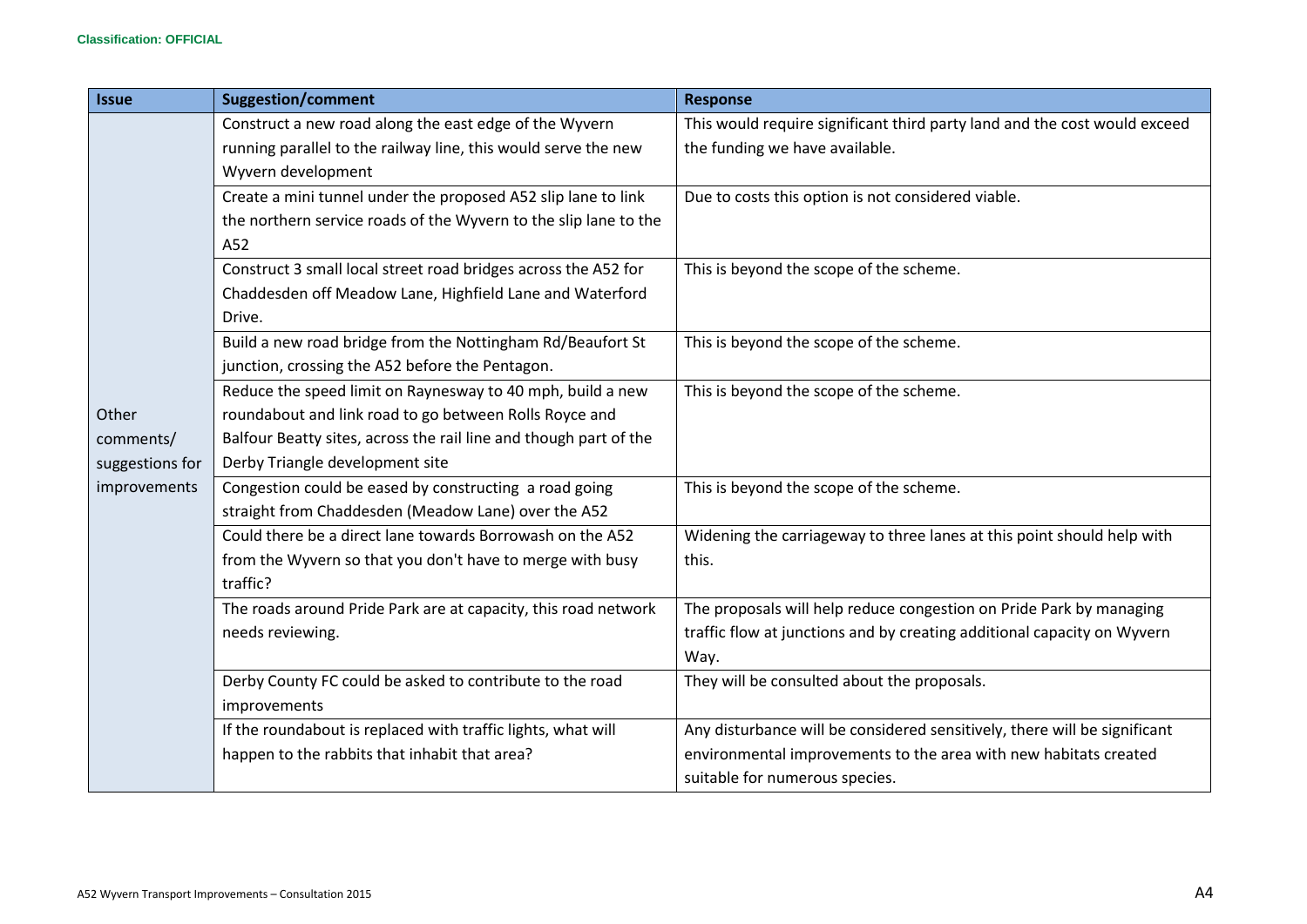| Issue | Suggestion/comment | Response |
| --- | --- | --- |
| Other comments/ suggestions for improvements | Construct a new road along the east edge of the Wyvern running parallel to the railway line, this would serve the new Wyvern development | This would require significant third party land and the cost would exceed the funding we have available. |
| | Create a mini tunnel under the proposed A52 slip lane to link the northern service roads of the Wyvern to the slip lane to the A52 | Due to costs this option is not considered viable. |
| | Construct 3 small local street road bridges across the A52 for Chaddesden off Meadow Lane, Highfield Lane and Waterford Drive. | This is beyond the scope of the scheme. |
| | Build a new road bridge from the Nottingham Rd/Beaufort St junction, crossing the A52 before the Pentagon. | This is beyond the scope of the scheme. |
| | Reduce the speed limit on Raynesway to 40 mph, build a new roundabout and link road to go between Rolls Royce and Balfour Beatty sites, across the rail line and though part of the Derby Triangle development site | This is beyond the scope of the scheme. |
| | Congestion could be eased by constructing a road going straight from Chaddesden (Meadow Lane) over the A52 | This is beyond the scope of the scheme. |
| | Could there be a direct lane towards Borrowash on the A52 from the Wyvern so that you don't have to merge with busy traffic? | Widening the carriageway to three lanes at this point should help with this. |
| | The roads around Pride Park are at capacity, this road network needs reviewing. | The proposals will help reduce congestion on Pride Park by managing traffic flow at junctions and by creating additional capacity on Wyvern Way. |
| | Derby County FC could be asked to contribute to the road improvements | They will be consulted about the proposals. |
| | If the roundabout is replaced with traffic lights, what will happen to the rabbits that inhabit that area? | Any disturbance will be considered sensitively, there will be significant environmental improvements to the area with new habitats created suitable for numerous species. |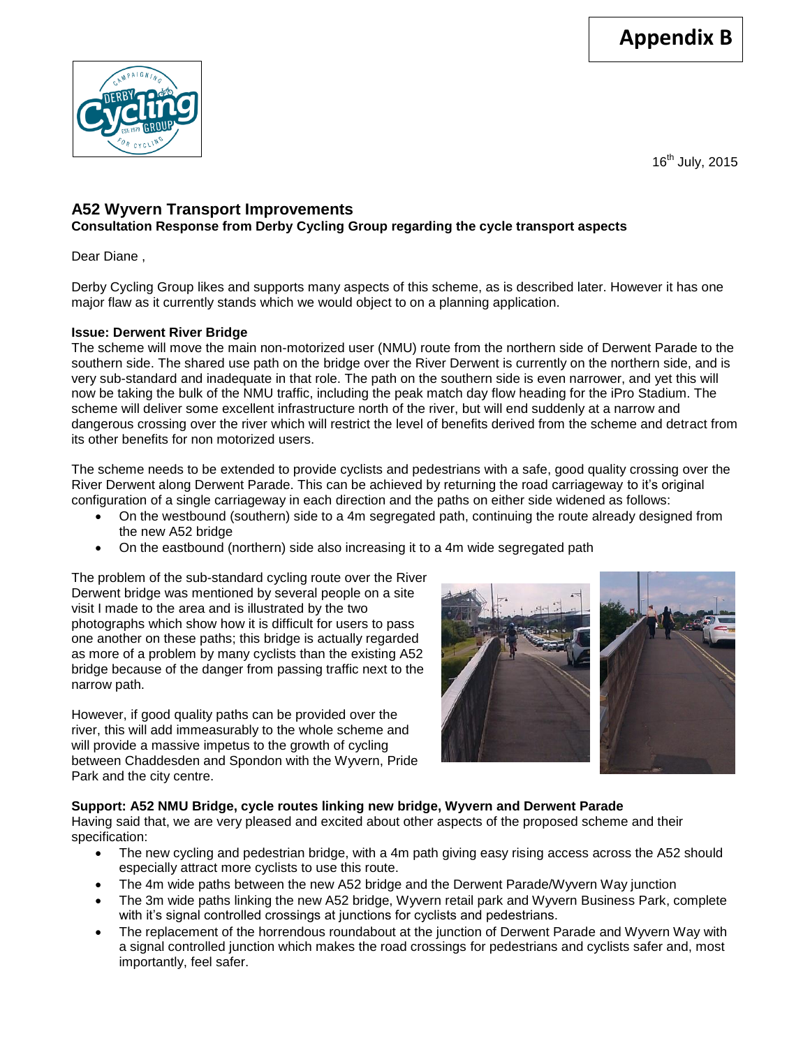**Appendix B**

16th July, 2015

## A52 Wyvern Transport Improvements

**Consultation Response from Derby Cycling Group regarding the cycle transport aspects**

Dear Diane ,

Derby Cycling Group likes and supports many aspects of this scheme, as is described later. However it has one major flaw as it currently stands which we would object to on a planning application.

**Issue: Derwent River Bridge**

The scheme will move the main non-motorized user (NMU) route from the northern side of Derwent Parade to the southern side. The shared use path on the bridge over the River Derwent is currently on the northern side, and is very sub-standard and inadequate in that role. The path on the southern side is even narrower, and yet this will now be taking the bulk of the NMU traffic, including the peak match day flow heading for the iPro Stadium. The scheme will deliver some excellent infrastructure north of the river, but will end suddenly at a narrow and dangerous crossing over the river which will restrict the level of benefits derived from the scheme and detract from its other benefits for non motorized users.

The scheme needs to be extended to provide cyclists and pedestrians with a safe, good quality crossing over the River Derwent along Derwent Parade. This can be achieved by returning the road carriageway to it's original configuration of a single carriageway in each direction and the paths on either side widened as follows:

- On the westbound (southern) side to a 4m segregated path, continuing the route already designed from the new A52 bridge
- On the eastbound (northern) side also increasing it to a 4m wide segregated path

The problem of the sub-standard cycling route over the River Derwent bridge was mentioned by several people on a site visit I made to the area and is illustrated by the two photographs which show how it is difficult for users to pass one another on these paths; this bridge is actually regarded as more of a problem by many cyclists than the existing A52 bridge because of the danger from passing traffic next to the narrow path.

However, if good quality paths can be provided over the river, this will add immeasurably to the whole scheme and will provide a massive impetus to the growth of cycling between Chaddesden and Spondon with the Wyvern, Pride Park and the city centre.

**Support: A52 NMU Bridge, cycle routes linking new bridge, Wyvern and Derwent Parade**

Having said that, we are very pleased and excited about other aspects of the proposed scheme and their specification:

- The new cycling and pedestrian bridge, with a 4m path giving easy rising access across the A52 should especially attract more cyclists to use this route.
- The 4m wide paths between the new A52 bridge and the Derwent Parade/Wyvern Way junction
- The 3m wide paths linking the new A52 bridge, Wyvern retail park and Wyvern Business Park, complete with it's signal controlled crossings at junctions for cyclists and pedestrians.
- The replacement of the horrendous roundabout at the junction of Derwent Parade and Wyvern Way with a signal controlled junction which makes the road crossings for pedestrians and cyclists safer and, most importantly, feel safer.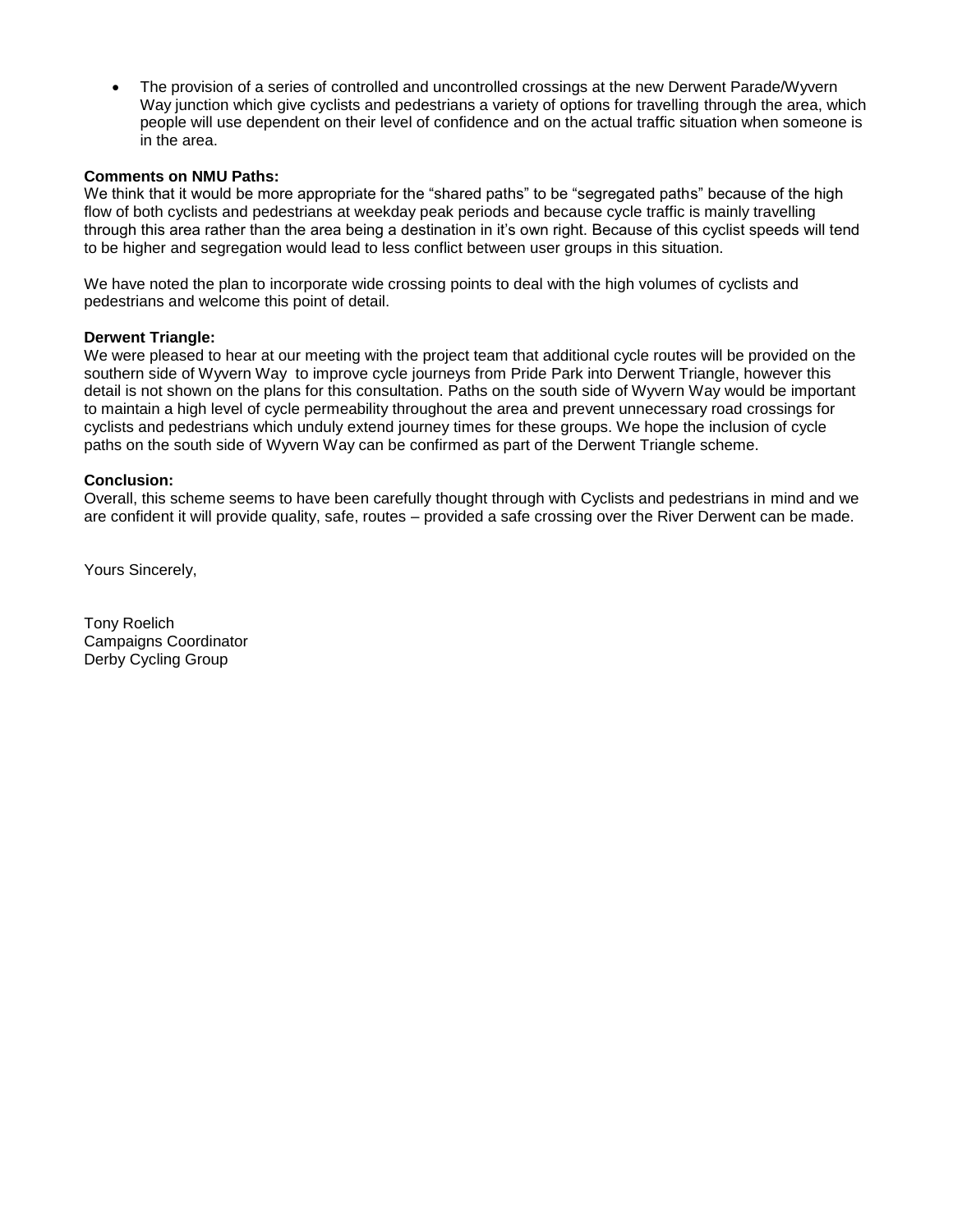- The provision of a series of controlled and uncontrolled crossings at the new Derwent Parade/Wyvern Way junction which give cyclists and pedestrians a variety of options for travelling through the area, which people will use dependent on their level of confidence and on the actual traffic situation when someone is in the area.

**Comments on NMU Paths:**

We think that it would be more appropriate for the "shared paths" to be "segregated paths" because of the high flow of both cyclists and pedestrians at weekday peak periods and because cycle traffic is mainly travelling through this area rather than the area being a destination in it's own right. Because of this cyclist speeds will tend to be higher and segregation would lead to less conflict between user groups in this situation.

We have noted the plan to incorporate wide crossing points to deal with the high volumes of cyclists and pedestrians and welcome this point of detail.

**Derwent Triangle:**

We were pleased to hear at our meeting with the project team that additional cycle routes will be provided on the southern side of Wyvern Way to improve cycle journeys from Pride Park into Derwent Triangle, however this detail is not shown on the plans for this consultation. Paths on the south side of Wyvern Way would be important to maintain a high level of cycle permeability throughout the area and prevent unnecessary road crossings for cyclists and pedestrians which unduly extend journey times for these groups. We hope the inclusion of cycle paths on the south side of Wyvern Way can be confirmed as part of the Derwent Triangle scheme.

**Conclusion:**

Overall, this scheme seems to have been carefully thought through with Cyclists and pedestrians in mind and we are confident it will provide quality, safe, routes – provided a safe crossing over the River Derwent can be made.

Yours Sincerely,

Tony Roelich
Campaigns Coordinator
Derby Cycling Group